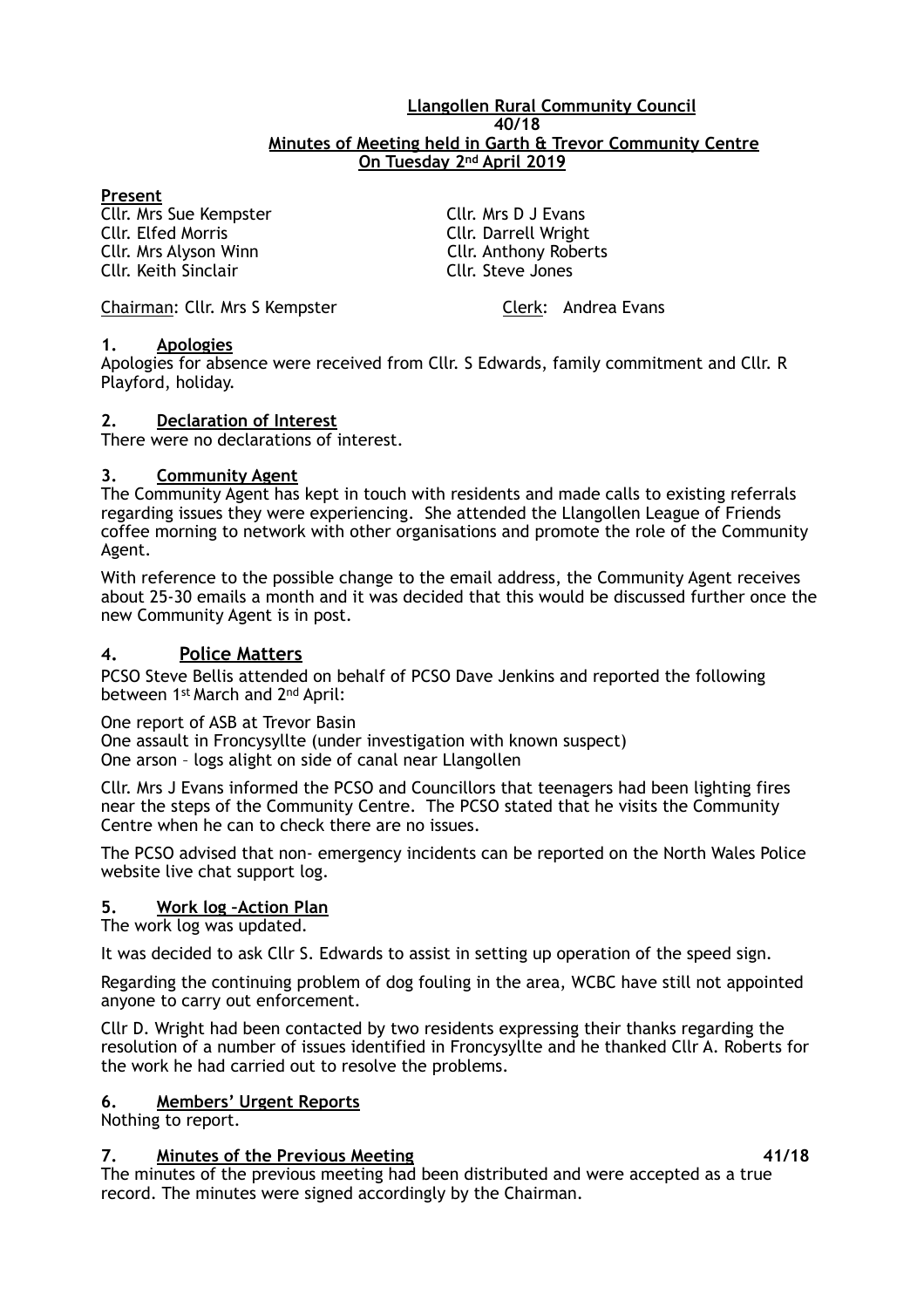**Llangollen Rural Community Council**
**40/18**
**Minutes of Meeting held in Garth & Trevor Community Centre**
**On Tuesday 2nd April 2019**

**Present**

Cllr. Mrs Sue Kempster
Cllr. Elfed Morris
Cllr. Mrs Alyson Winn
Cllr. Keith Sinclair
Cllr. Mrs D J Evans
Cllr. Darrell Wright
Cllr. Anthony Roberts
Cllr. Steve Jones

Chairman: Cllr. Mrs S Kempster     Clerk: Andrea Evans

## 1. Apologies

Apologies for absence were received from Cllr. S Edwards, family commitment and Cllr. R Playford, holiday.

## 2. Declaration of Interest

There were no declarations of interest.

## 3. Community Agent

The Community Agent has kept in touch with residents and made calls to existing referrals regarding issues they were experiencing. She attended the Llangollen League of Friends coffee morning to network with other organisations and promote the role of the Community Agent.

With reference to the possible change to the email address, the Community Agent receives about 25-30 emails a month and it was decided that this would be discussed further once the new Community Agent is in post.

## 4. Police Matters

PCSO Steve Bellis attended on behalf of PCSO Dave Jenkins and reported the following between 1st March and 2nd April:

One report of ASB at Trevor Basin
One assault in Froncysyllte (under investigation with known suspect)
One arson – logs alight on side of canal near Llangollen

Cllr. Mrs J Evans informed the PCSO and Councillors that teenagers had been lighting fires near the steps of the Community Centre. The PCSO stated that he visits the Community Centre when he can to check there are no issues.

The PCSO advised that non- emergency incidents can be reported on the North Wales Police website live chat support log.

## 5. Work log –Action Plan

The work log was updated.

It was decided to ask Cllr S. Edwards to assist in setting up operation of the speed sign.

Regarding the continuing problem of dog fouling in the area, WCBC have still not appointed anyone to carry out enforcement.

Cllr D. Wright had been contacted by two residents expressing their thanks regarding the resolution of a number of issues identified in Froncysyllte and he thanked Cllr A. Roberts for the work he had carried out to resolve the problems.

## 6. Members' Urgent Reports

Nothing to report.

## 7. Minutes of the Previous Meeting **41/18**

The minutes of the previous meeting had been distributed and were accepted as a true record. The minutes were signed accordingly by the Chairman.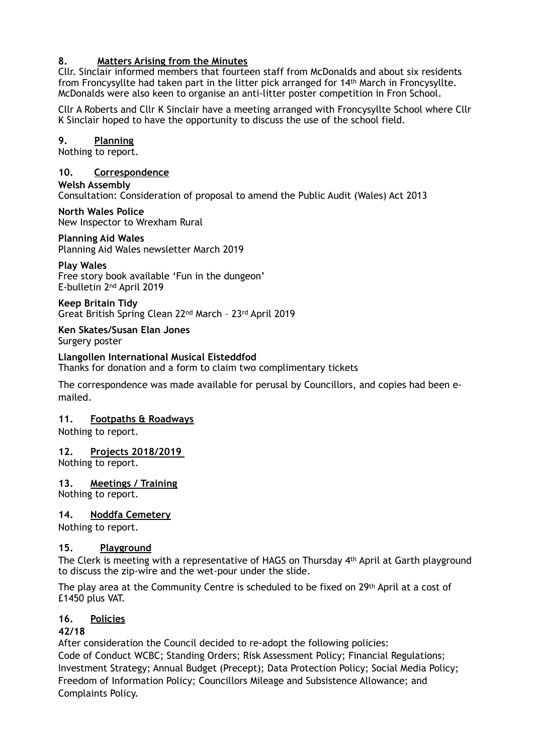## 8. Matters Arising from the Minutes

Cllr. Sinclair informed members that fourteen staff from McDonalds and about six residents from Froncysyllte had taken part in the litter pick arranged for 14th March in Froncysyllte. McDonalds were also keen to organise an anti-litter poster competition in Fron School.

Cllr A Roberts and Cllr K Sinclair have a meeting arranged with Froncysyllte School where Cllr K Sinclair hoped to have the opportunity to discuss the use of the school field.

## 9. Planning

Nothing to report.

## 10. Correspondence

**Welsh Assembly**
Consultation: Consideration of proposal to amend the Public Audit (Wales) Act 2013

**North Wales Police**
New Inspector to Wrexham Rural

**Planning Aid Wales**
Planning Aid Wales newsletter March 2019

**Play Wales**
Free story book available 'Fun in the dungeon'
E-bulletin 2nd April 2019

**Keep Britain Tidy**
Great British Spring Clean 22nd March – 23rd April 2019

**Ken Skates/Susan Elan Jones**
Surgery poster

**Llangollen International Musical Eisteddfod**
Thanks for donation and a form to claim two complimentary tickets

The correspondence was made available for perusal by Councillors, and copies had been e-mailed.

## 11. Footpaths & Roadways

Nothing to report.

## 12. Projects 2018/2019

Nothing to report.

## 13. Meetings / Training

Nothing to report.

## 14. Noddfa Cemetery

Nothing to report.

## 15. Playground

The Clerk is meeting with a representative of HAGS on Thursday 4th April at Garth playground to discuss the zip-wire and the wet-pour under the slide.

The play area at the Community Centre is scheduled to be fixed on 29th April at a cost of £1450 plus VAT.

## 16. Policies

**42/18**

After consideration the Council decided to re-adopt the following policies:
Code of Conduct WCBC; Standing Orders; Risk Assessment Policy; Financial Regulations; Investment Strategy; Annual Budget (Precept); Data Protection Policy; Social Media Policy; Freedom of Information Policy; Councillors Mileage and Subsistence Allowance; and Complaints Policy.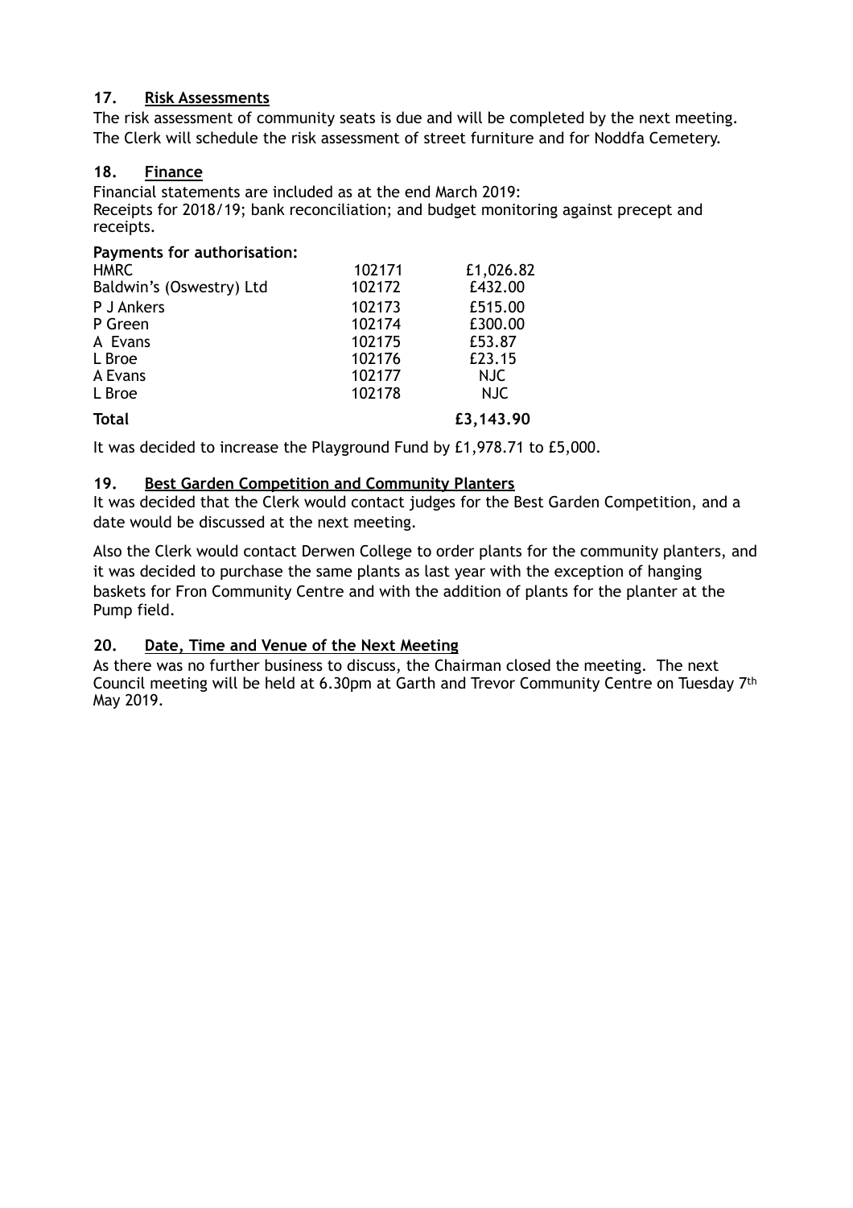## 17. Risk Assessments

The risk assessment of community seats is due and will be completed by the next meeting. The Clerk will schedule the risk assessment of street furniture and for Noddfa Cemetery.

## 18. Finance

Financial statements are included as at the end March 2019:
Receipts for 2018/19; bank reconciliation; and budget monitoring against precept and receipts.

**Payments for authorisation:**

| | | |
|---|---|---|
| HMRC | 102171 | £1,026.82 |
| Baldwin's (Oswestry) Ltd | 102172 | £432.00 |
| P J Ankers | 102173 | £515.00 |
| P Green | 102174 | £300.00 |
| A Evans | 102175 | £53.87 |
| L Broe | 102176 | £23.15 |
| A Evans | 102177 | NJC |
| L Broe | 102178 | NJC |
| **Total** | | **£3,143.90** |

It was decided to increase the Playground Fund by £1,978.71 to £5,000.

## 19. Best Garden Competition and Community Planters

It was decided that the Clerk would contact judges for the Best Garden Competition, and a date would be discussed at the next meeting.

Also the Clerk would contact Derwen College to order plants for the community planters, and it was decided to purchase the same plants as last year with the exception of hanging baskets for Fron Community Centre and with the addition of plants for the planter at the Pump field.

## 20. Date, Time and Venue of the Next Meeting

As there was no further business to discuss, the Chairman closed the meeting. The next Council meeting will be held at 6.30pm at Garth and Trevor Community Centre on Tuesday 7th May 2019.